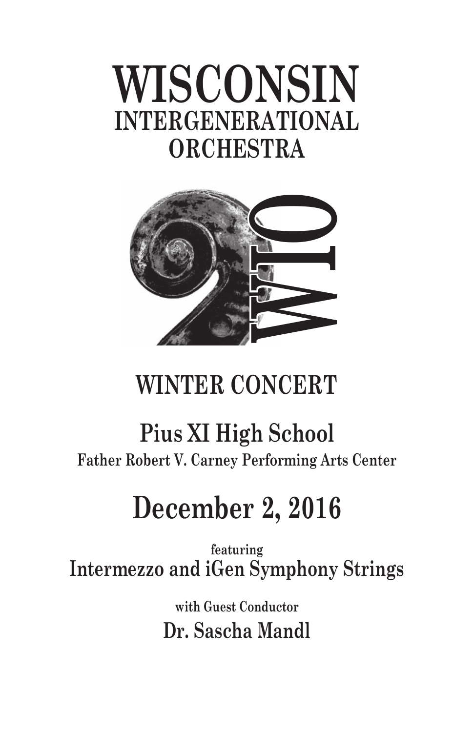# WISCONSIN
## INTERGENERATIONAL ORCHESTRA

WIO

## WINTER CONCERT

### Pius XI High School
**Father Robert V. Carney Performing Arts Center**

## December 2, 2016

featuring
**Intermezzo and iGen Symphony Strings**

with Guest Conductor
**Dr. Sascha Mandl**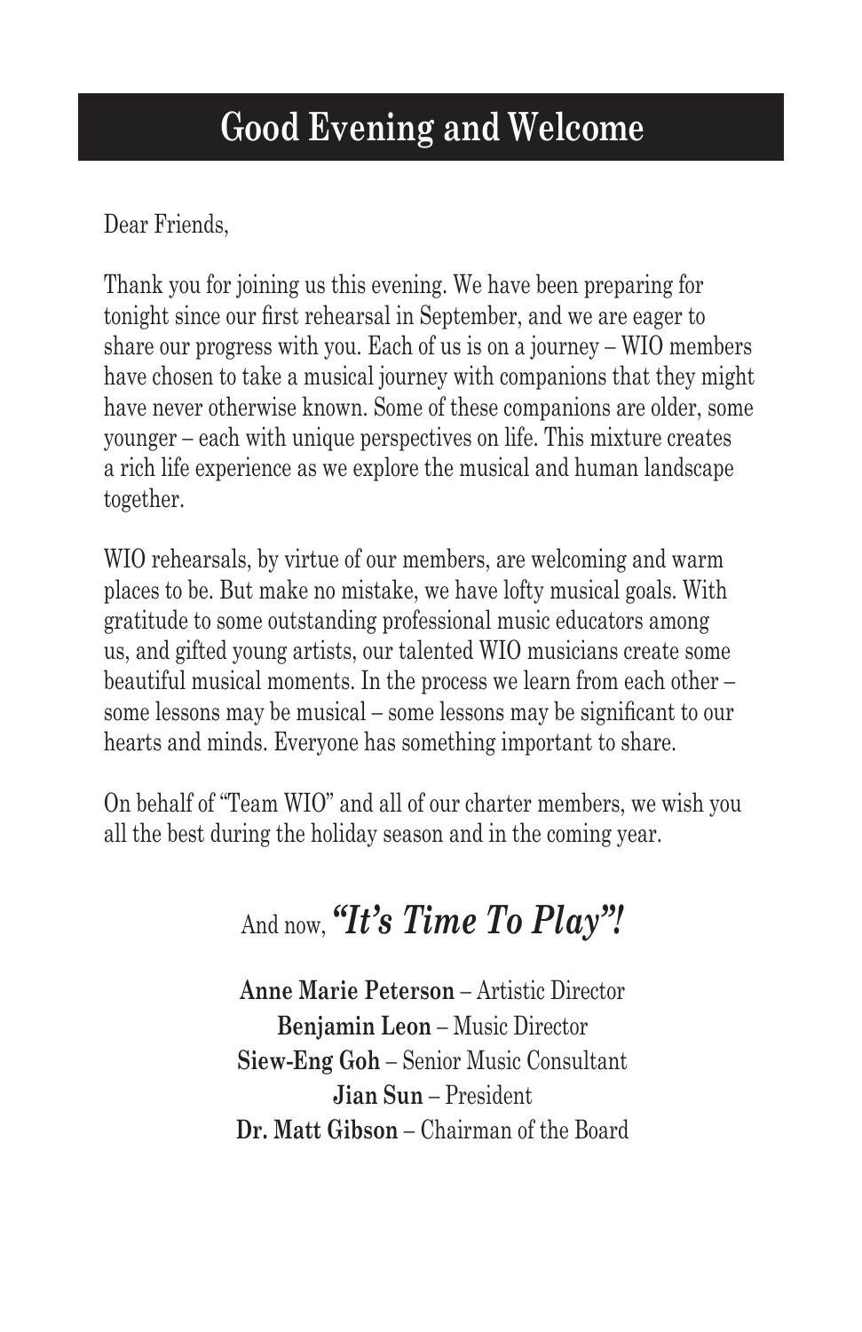# Good Evening and Welcome

Dear Friends,

Thank you for joining us this evening. We have been preparing for tonight since our first rehearsal in September, and we are eager to share our progress with you. Each of us is on a journey – WIO members have chosen to take a musical journey with companions that they might have never otherwise known. Some of these companions are older, some younger – each with unique perspectives on life. This mixture creates a rich life experience as we explore the musical and human landscape together.

WIO rehearsals, by virtue of our members, are welcoming and warm places to be. But make no mistake, we have lofty musical goals. With gratitude to some outstanding professional music educators among us, and gifted young artists, our talented WIO musicians create some beautiful musical moments. In the process we learn from each other – some lessons may be musical – some lessons may be significant to our hearts and minds. Everyone has something important to share.

On behalf of "Team WIO" and all of our charter members, we wish you all the best during the holiday season and in the coming year.

And now, ***"It's Time To Play"!***

**Anne Marie Peterson** – Artistic Director
**Benjamin Leon** – Music Director
**Siew-Eng Goh** – Senior Music Consultant
**Jian Sun** – President
**Dr. Matt Gibson** – Chairman of the Board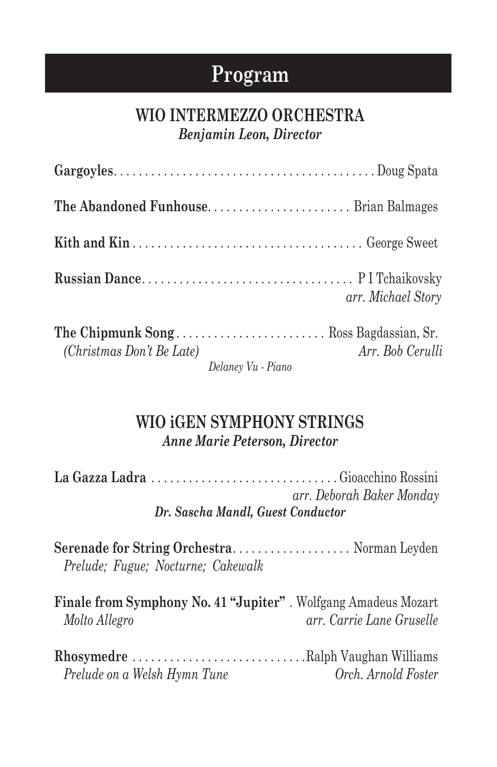# Program

## WIO INTERMEZZO ORCHESTRA

***Benjamin Leon, Director***

**Gargoyles**. . . . . . . . . . . . . . . . . . . . . . . . . . . . . . . . . . . . . . . . . . Doug Spata

**The Abandoned Funhouse**. . . . . . . . . . . . . . . . . . . . . . . Brian Balmages

**Kith and Kin** . . . . . . . . . . . . . . . . . . . . . . . . . . . . . . . . . . . . George Sweet

**Russian Dance**. . . . . . . . . . . . . . . . . . . . . . . . . . . . . . . . . P I Tchaikovsky
*arr. Michael Story*

**The Chipmunk Song** . . . . . . . . . . . . . . . . . . . . . . . . Ross Bagdassian, Sr.
*(Christmas Don't Be Late)* *Arr. Bob Cerulli*
*Delaney Vu - Piano*

## WIO iGEN SYMPHONY STRINGS

***Anne Marie Peterson, Director***

**La Gazza Ladra** . . . . . . . . . . . . . . . . . . . . . . . . . . . . . . Gioacchino Rossini
*arr. Deborah Baker Monday*
***Dr. Sascha Mandl, Guest Conductor***

**Serenade for String Orchestra**. . . . . . . . . . . . . . . . . . . Norman Leyden
*Prelude; Fugue; Nocturne; Cakewalk*

**Finale from Symphony No. 41 "Jupiter"** . Wolfgang Amadeus Mozart
*Molto Allegro* *arr. Carrie Lane Gruselle*

**Rhosymedre** . . . . . . . . . . . . . . . . . . . . . . . . . . . . Ralph Vaughan Williams
*Prelude on a Welsh Hymn Tune* *Orch. Arnold Foster*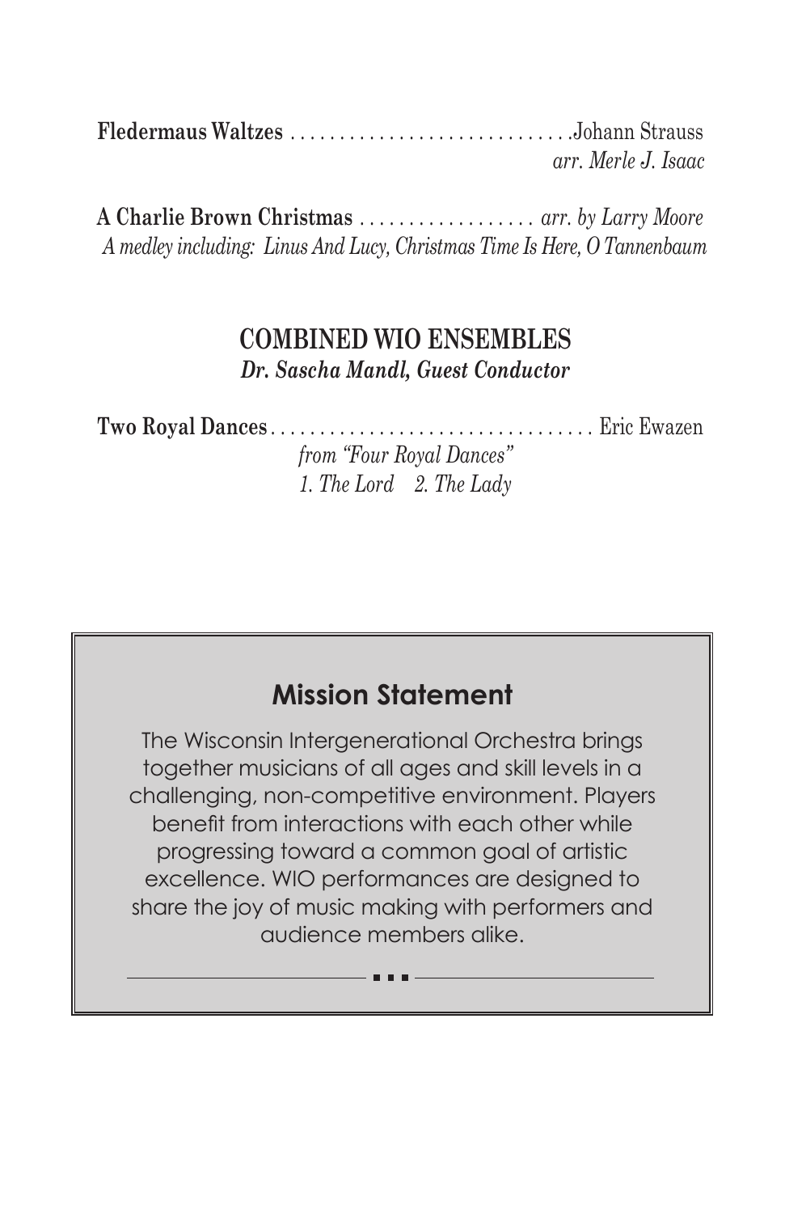**Fledermaus Waltzes** .............................Johann Strauss
*arr. Merle J. Isaac*

**A Charlie Brown Christmas** .................. *arr. by Larry Moore*
*A medley including: Linus And Lucy, Christmas Time Is Here, O Tannenbaum*

## COMBINED WIO ENSEMBLES

***Dr. Sascha Mandl, Guest Conductor***

**Two Royal Dances**................................. Eric Ewazen
*from "Four Royal Dances"*
*1. The Lord 2. The Lady*

## Mission Statement

The Wisconsin Intergenerational Orchestra brings together musicians of all ages and skill levels in a challenging, non-competitive environment. Players benefit from interactions with each other while progressing toward a common goal of artistic excellence. WIO performances are designed to share the joy of music making with performers and audience members alike.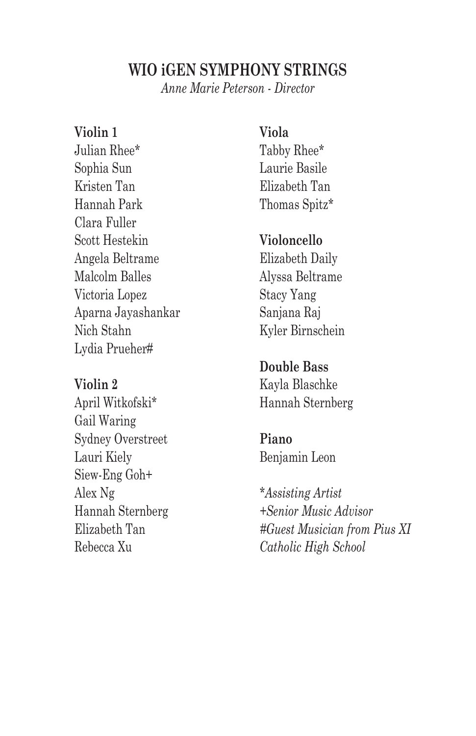## WIO iGEN SYMPHONY STRINGS

*Anne Marie Peterson - Director*

**Violin 1**

Julian Rhee*
Sophia Sun
Kristen Tan
Hannah Park
Clara Fuller
Scott Hestekin
Angela Beltrame
Malcolm Balles
Victoria Lopez
Aparna Jayashankar
Nich Stahn
Lydia Prueher#

**Violin 2**

April Witkofski*
Gail Waring
Sydney Overstreet
Lauri Kiely
Siew-Eng Goh+
Alex Ng
Hannah Sternberg
Elizabeth Tan
Rebecca Xu

**Viola**

Tabby Rhee*
Laurie Basile
Elizabeth Tan
Thomas Spitz*

**Violoncello**

Elizabeth Daily
Alyssa Beltrame
Stacy Yang
Sanjana Raj
Kyler Birnschein

**Double Bass**

Kayla Blaschke
Hannah Sternberg

**Piano**

Benjamin Leon

**Assisting Artist*
*+Senior Music Advisor*
*#Guest Musician from Pius XI Catholic High School*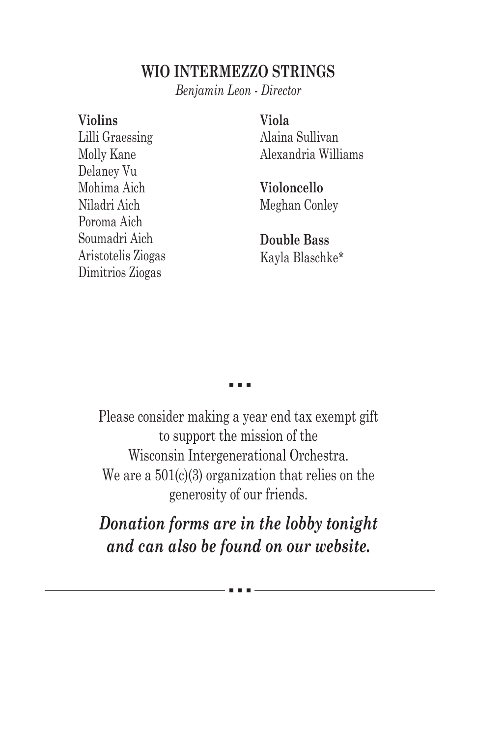## WIO INTERMEZZO STRINGS

*Benjamin Leon - Director*

**Violins**
Lilli Graessing
Molly Kane
Delaney Vu
Mohima Aich
Niladri Aich
Poroma Aich
Soumadri Aich
Aristotelis Ziogas
Dimitrios Ziogas

**Viola**
Alaina Sullivan
Alexandria Williams

**Violoncello**
Meghan Conley

**Double Bass**
Kayla Blaschke*

---

Please consider making a year end tax exempt gift to support the mission of the Wisconsin Intergenerational Orchestra. We are a 501(c)(3) organization that relies on the generosity of our friends.

***Donation forms are in the lobby tonight and can also be found on our website.***

---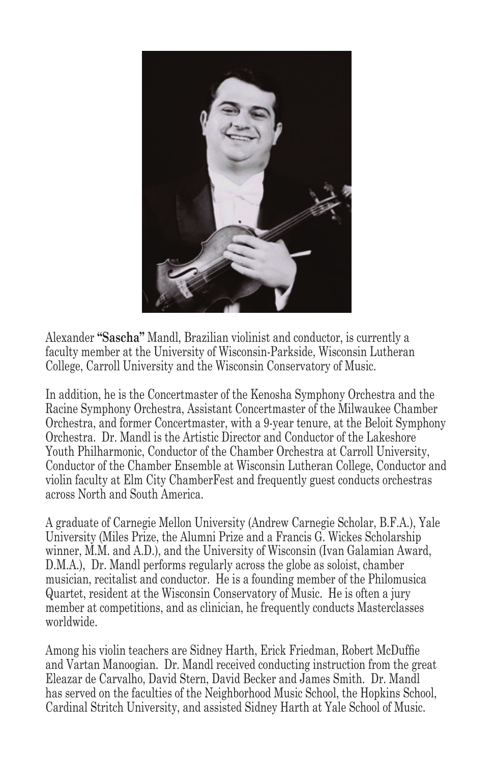Alexander **"Sascha"** Mandl, Brazilian violinist and conductor, is currently a faculty member at the University of Wisconsin-Parkside, Wisconsin Lutheran College, Carroll University and the Wisconsin Conservatory of Music.

In addition, he is the Concertmaster of the Kenosha Symphony Orchestra and the Racine Symphony Orchestra, Assistant Concertmaster of the Milwaukee Chamber Orchestra, and former Concertmaster, with a 9-year tenure, at the Beloit Symphony Orchestra. Dr. Mandl is the Artistic Director and Conductor of the Lakeshore Youth Philharmonic, Conductor of the Chamber Orchestra at Carroll University, Conductor of the Chamber Ensemble at Wisconsin Lutheran College, Conductor and violin faculty at Elm City ChamberFest and frequently guest conducts orchestras across North and South America.

A graduate of Carnegie Mellon University (Andrew Carnegie Scholar, B.F.A.), Yale University (Miles Prize, the Alumni Prize and a Francis G. Wickes Scholarship winner, M.M. and A.D.), and the University of Wisconsin (Ivan Galamian Award, D.M.A.), Dr. Mandl performs regularly across the globe as soloist, chamber musician, recitalist and conductor. He is a founding member of the Philomusica Quartet, resident at the Wisconsin Conservatory of Music. He is often a jury member at competitions, and as clinician, he frequently conducts Masterclasses worldwide.

Among his violin teachers are Sidney Harth, Erick Friedman, Robert McDuffie and Vartan Manoogian. Dr. Mandl received conducting instruction from the great Eleazar de Carvalho, David Stern, David Becker and James Smith. Dr. Mandl has served on the faculties of the Neighborhood Music School, the Hopkins School, Cardinal Stritch University, and assisted Sidney Harth at Yale School of Music.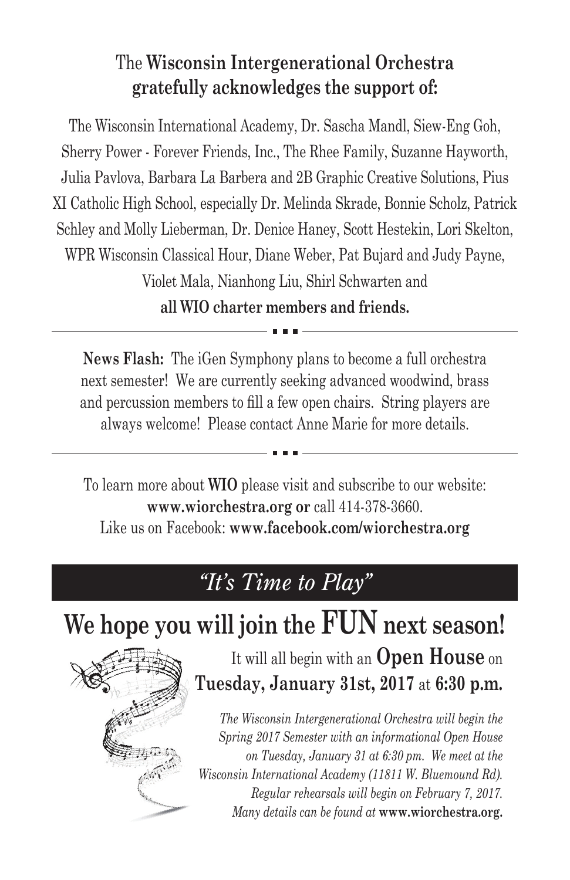## The **Wisconsin Intergenerational Orchestra gratefully acknowledges the support of:**

The Wisconsin International Academy, Dr. Sascha Mandl, Siew-Eng Goh, Sherry Power - Forever Friends, Inc., The Rhee Family, Suzanne Hayworth, Julia Pavlova, Barbara La Barbera and 2B Graphic Creative Solutions, Pius XI Catholic High School, especially Dr. Melinda Skrade, Bonnie Scholz, Patrick Schley and Molly Lieberman, Dr. Denice Haney, Scott Hestekin, Lori Skelton, WPR Wisconsin Classical Hour, Diane Weber, Pat Bujard and Judy Payne, Violet Mala, Nianhong Liu, Shirl Schwarten and **all WIO charter members and friends.**

---

**News Flash:** The iGen Symphony plans to become a full orchestra next semester! We are currently seeking advanced woodwind, brass and percussion members to fill a few open chairs. String players are always welcome! Please contact Anne Marie for more details.

---

To learn more about **WIO** please visit and subscribe to our website: **www.wiorchestra.org or** call 414-378-3660.
Like us on Facebook: **www.facebook.com/wiorchestra.org**

## *"It's Time to Play"*

# We hope you will join the FUN next season!

It will all begin with an **Open House** on **Tuesday, January 31st, 2017** at **6:30 p.m.**

*The Wisconsin Intergenerational Orchestra will begin the Spring 2017 Semester with an informational Open House on Tuesday, January 31 at 6:30 pm. We meet at the Wisconsin International Academy (11811 W. Bluemound Rd). Regular rehearsals will begin on February 7, 2017. Many details can be found at* **www.wiorchestra.org.**